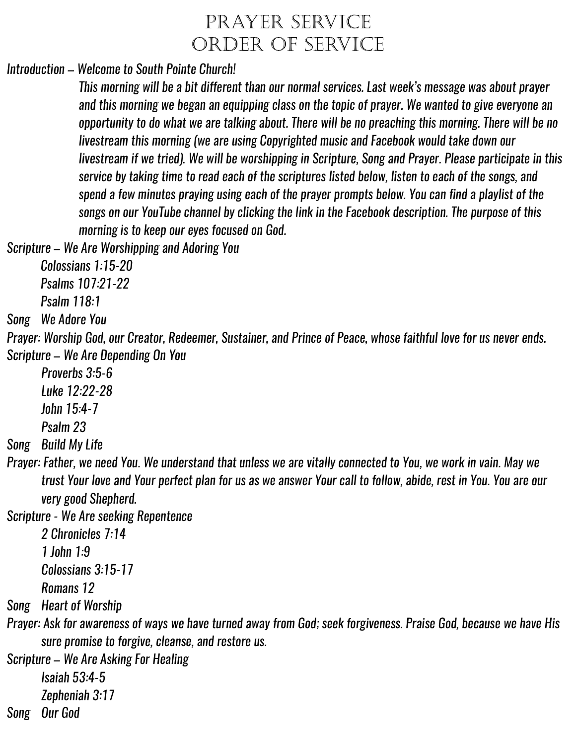# Prayer Service
# Order of Service

*Introduction – Welcome to South Pointe Church!*

*This morning will be a bit different than our normal services. Last week's message was about prayer and this morning we began an equipping class on the topic of prayer. We wanted to give everyone an opportunity to do what we are talking about. There will be no preaching this morning. There will be no livestream this morning (we are using Copyrighted music and Facebook would take down our livestream if we tried). We will be worshipping in Scripture, Song and Prayer. Please participate in this service by taking time to read each of the scriptures listed below, listen to each of the songs, and spend a few minutes praying using each of the prayer prompts below. You can find a playlist of the songs on our YouTube channel by clicking the link in the Facebook description. The purpose of this morning is to keep our eyes focused on God.*

*Scripture – We Are Worshipping and Adoring You*

- *Colossians 1:15-20*
- *Psalms 107:21-22*
- *Psalm 118:1*

*Song We Adore You*

*Prayer: Worship God, our Creator, Redeemer, Sustainer, and Prince of Peace, whose faithful love for us never ends.*

*Scripture – We Are Depending On You*

- *Proverbs 3:5-6*
- *Luke 12:22-28*
- *John 15:4-7*
- *Psalm 23*

*Song Build My Life*

*Prayer: Father, we need You. We understand that unless we are vitally connected to You, we work in vain. May we trust Your love and Your perfect plan for us as we answer Your call to follow, abide, rest in You. You are our very good Shepherd.*

*Scripture - We Are seeking Repentence*

- *2 Chronicles 7:14*
- *1 John 1:9*
- *Colossians 3:15-17*
- *Romans 12*

*Song Heart of Worship*

*Prayer: Ask for awareness of ways we have turned away from God; seek forgiveness. Praise God, because we have His sure promise to forgive, cleanse, and restore us.*

*Scripture – We Are Asking For Healing*

- *Isaiah 53:4-5*
- *Zepheniah 3:17*

*Song Our God*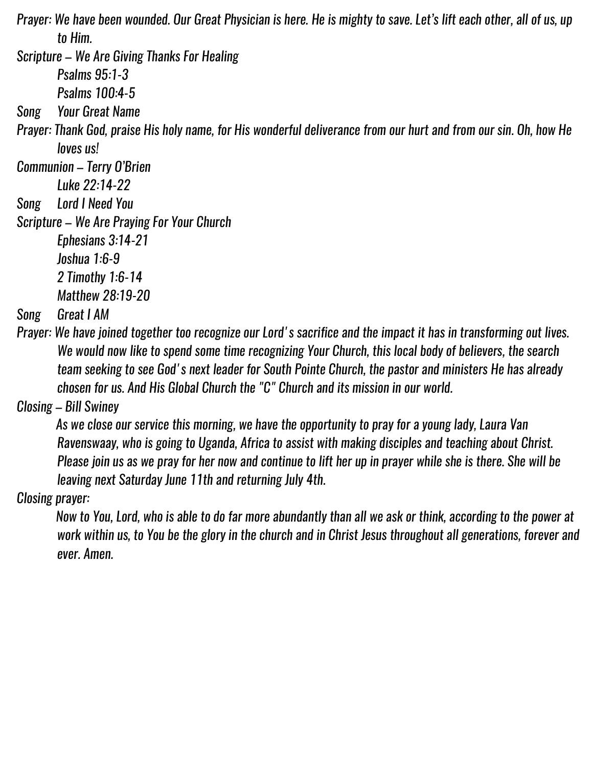*Prayer: We have been wounded. Our Great Physician is here. He is mighty to save. Let's lift each other, all of us, up to Him.*

*Scripture – We Are Giving Thanks For Healing*

*Psalms 95:1-3*

*Psalms 100:4-5*

*Song Your Great Name*

*Prayer: Thank God, praise His holy name, for His wonderful deliverance from our hurt and from our sin. Oh, how He loves us!*

*Communion – Terry O'Brien*

*Luke 22:14-22*

*Song Lord I Need You*

*Scripture – We Are Praying For Your Church*

*Ephesians 3:14-21*

*Joshua 1:6-9*

*2 Timothy 1:6-14*

*Matthew 28:19-20*

*Song Great I AM*

*Prayer: We have joined together too recognize our Lord's sacrifice and the impact it has in transforming out lives. We would now like to spend some time recognizing Your Church, this local body of believers, the search team seeking to see God's next leader for South Pointe Church, the pastor and ministers He has already chosen for us. And His Global Church the "C" Church and its mission in our world.*

*Closing – Bill Swiney*

*As we close our service this morning, we have the opportunity to pray for a young lady, Laura Van Ravenswaay, who is going to Uganda, Africa to assist with making disciples and teaching about Christ. Please join us as we pray for her now and continue to lift her up in prayer while she is there. She will be leaving next Saturday June 11th and returning July 4th.*

*Closing prayer:*

*Now to You, Lord, who is able to do far more abundantly than all we ask or think, according to the power at work within us, to You be the glory in the church and in Christ Jesus throughout all generations, forever and ever. Amen.*